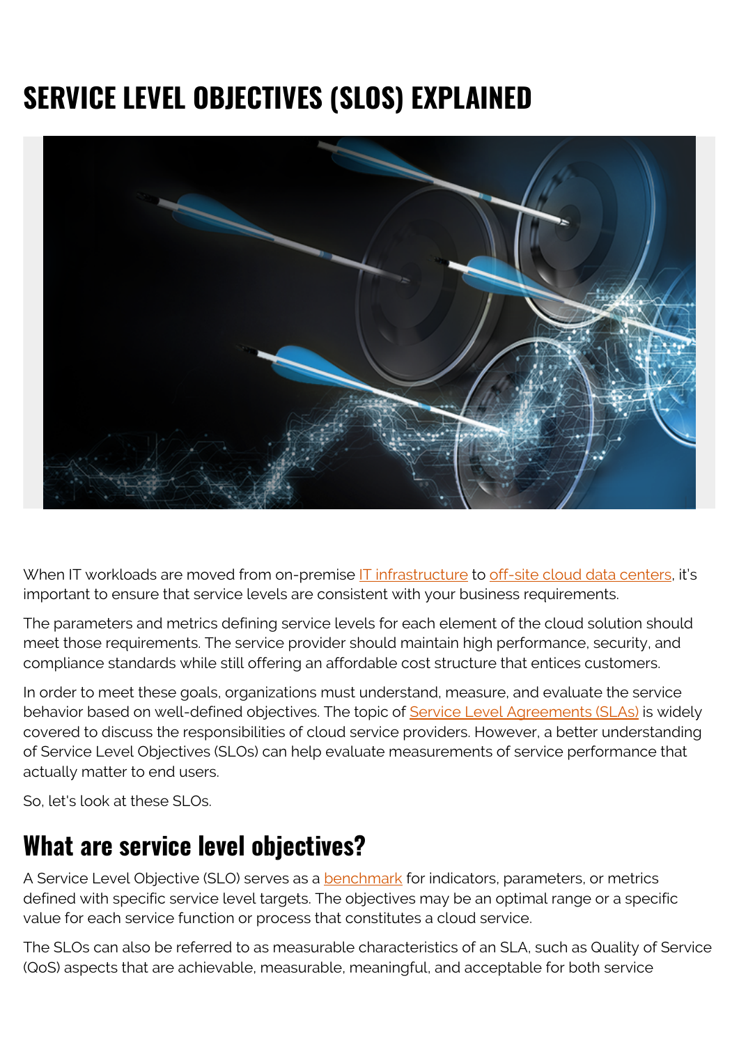# SERVICE LEVEL OBJECTIVES (SLOS) EXPLAINED

When IT workloads are moved from on-premise IT infrastructure to off-site cloud data centers, it's important to ensure that service levels are consistent with your business requirements.

The parameters and metrics defining service levels for each element of the cloud solution should meet those requirements. The service provider should maintain high performance, security, and compliance standards while still offering an affordable cost structure that entices customers.

In order to meet these goals, organizations must understand, measure, and evaluate the service behavior based on well-defined objectives. The topic of Service Level Agreements (SLAs) is widely covered to discuss the responsibilities of cloud service providers. However, a better understanding of Service Level Objectives (SLOs) can help evaluate measurements of service performance that actually matter to end users.

So, let's look at these SLOs.

## What are service level objectives?

A Service Level Objective (SLO) serves as a benchmark for indicators, parameters, or metrics defined with specific service level targets. The objectives may be an optimal range or a specific value for each service function or process that constitutes a cloud service.

The SLOs can also be referred to as measurable characteristics of an SLA, such as Quality of Service (QoS) aspects that are achievable, measurable, meaningful, and acceptable for both service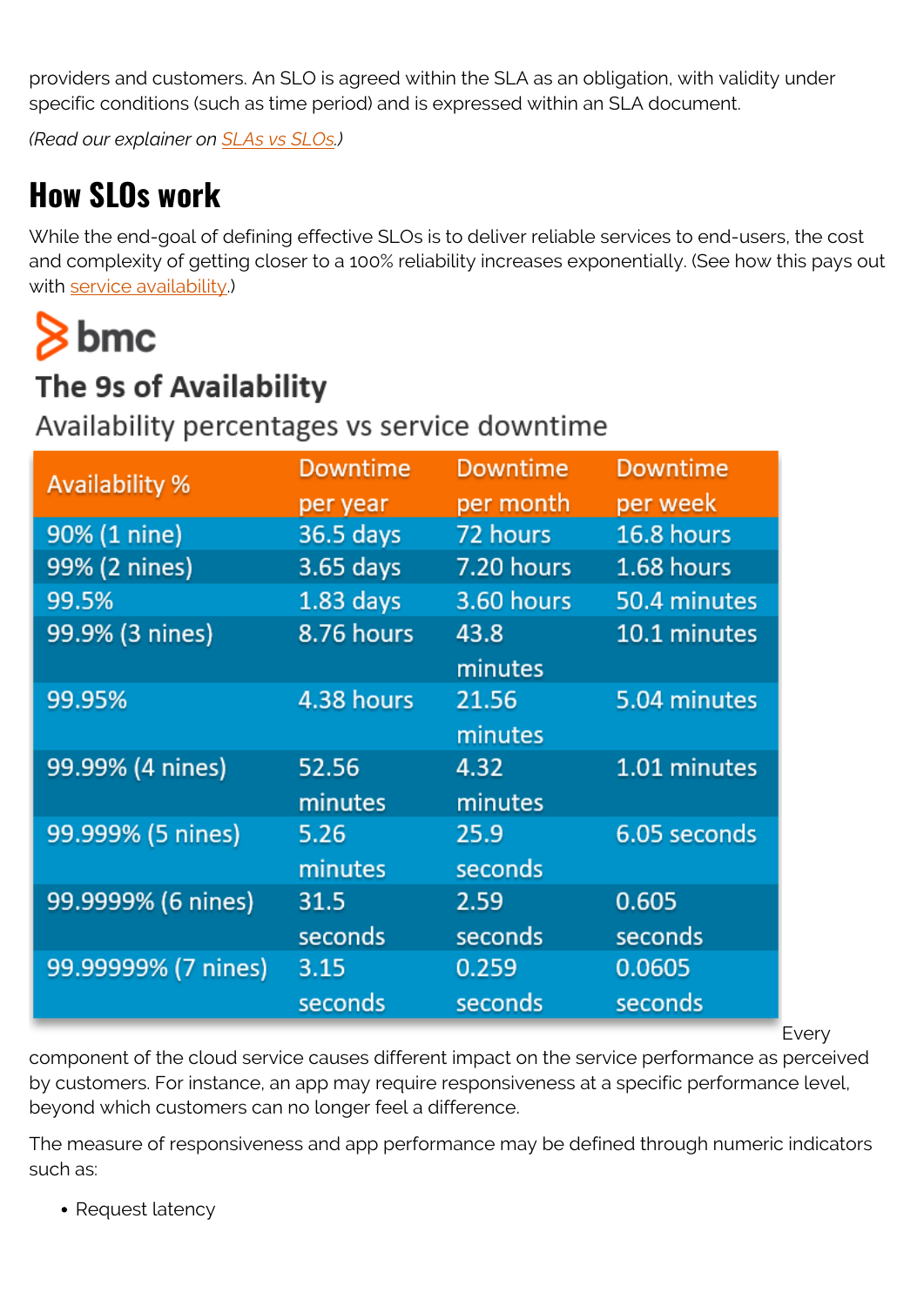providers and customers. An SLO is agreed within the SLA as an obligation, with validity under specific conditions (such as time period) and is expressed within an SLA document.

*(Read our explainer on SLAs vs SLOs.)*

## How SLOs work

While the end-goal of defining effective SLOs is to deliver reliable services to end-users, the cost and complexity of getting closer to a 100% reliability increases exponentially. (See how this pays out with service availability.)

bmc

### The 9s of Availability

Availability percentages vs service downtime

| Availability % | Downtime per year | Downtime per month | Downtime per week |
| --- | --- | --- | --- |
| 90% (1 nine) | 36.5 days | 72 hours | 16.8 hours |
| 99% (2 nines) | 3.65 days | 7.20 hours | 1.68 hours |
| 99.5% | 1.83 days | 3.60 hours | 50.4 minutes |
| 99.9% (3 nines) | 8.76 hours | 43.8 minutes | 10.1 minutes |
| 99.95% | 4.38 hours | 21.56 minutes | 5.04 minutes |
| 99.99% (4 nines) | 52.56 minutes | 4.32 minutes | 1.01 minutes |
| 99.999% (5 nines) | 5.26 minutes | 25.9 seconds | 6.05 seconds |
| 99.9999% (6 nines) | 31.5 seconds | 2.59 seconds | 0.605 seconds |
| 99.99999% (7 nines) | 3.15 seconds | 0.259 seconds | 0.0605 seconds |

Every component of the cloud service causes different impact on the service performance as perceived by customers. For instance, an app may require responsiveness at a specific performance level, beyond which customers can no longer feel a difference.

The measure of responsiveness and app performance may be defined through numeric indicators such as:

- Request latency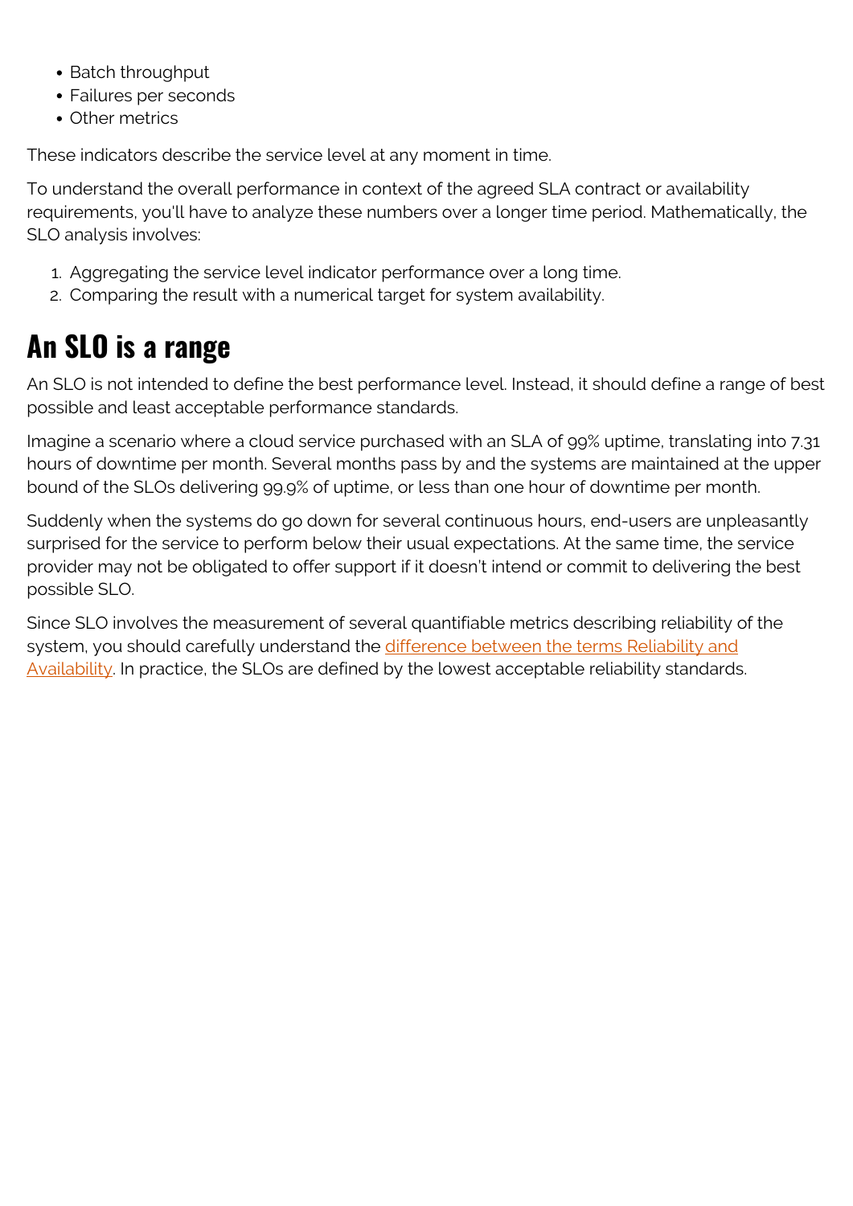- Batch throughput
- Failures per seconds
- Other metrics

These indicators describe the service level at any moment in time.

To understand the overall performance in context of the agreed SLA contract or availability requirements, you'll have to analyze these numbers over a longer time period. Mathematically, the SLO analysis involves:

1. Aggregating the service level indicator performance over a long time.
2. Comparing the result with a numerical target for system availability.

## An SLO is a range

An SLO is not intended to define the best performance level. Instead, it should define a range of best possible and least acceptable performance standards.

Imagine a scenario where a cloud service purchased with an SLA of 99% uptime, translating into 7.31 hours of downtime per month. Several months pass by and the systems are maintained at the upper bound of the SLOs delivering 99.9% of uptime, or less than one hour of downtime per month.

Suddenly when the systems do go down for several continuous hours, end-users are unpleasantly surprised for the service to perform below their usual expectations. At the same time, the service provider may not be obligated to offer support if it doesn't intend or commit to delivering the best possible SLO.

Since SLO involves the measurement of several quantifiable metrics describing reliability of the system, you should carefully understand the [difference between the terms Reliability and Availability](). In practice, the SLOs are defined by the lowest acceptable reliability standards.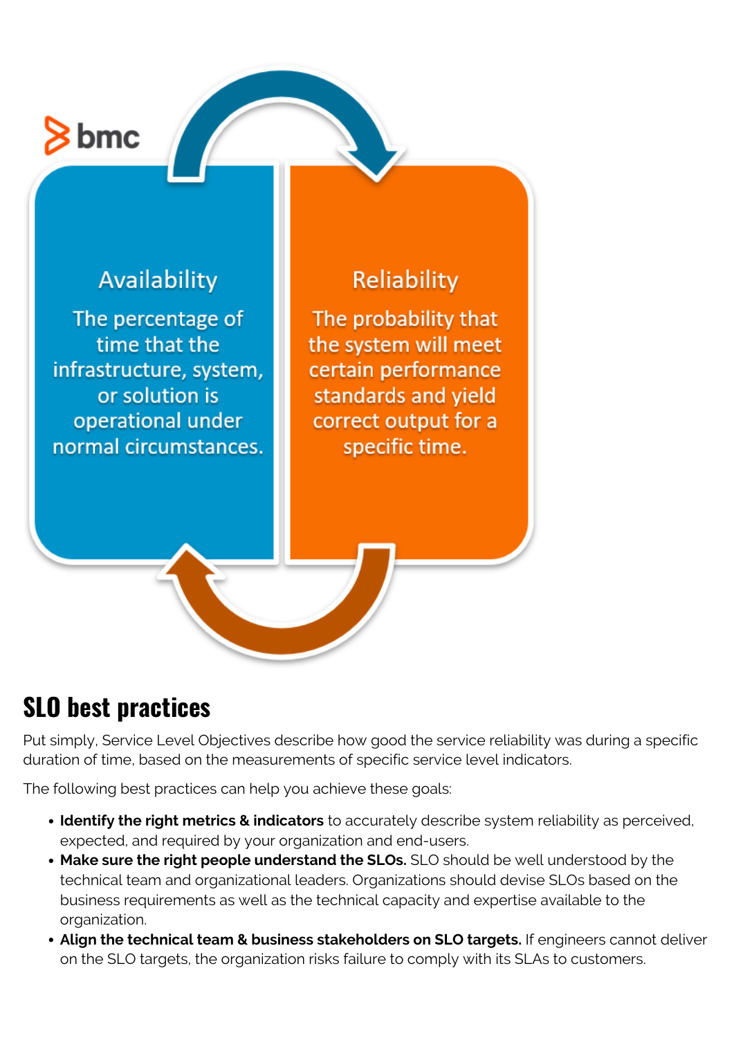Availability

The percentage of time that the infrastructure, system, or solution is operational under normal circumstances.

Reliability

The probability that the system will meet certain performance standards and yield correct output for a specific time.

## SLO best practices

Put simply, Service Level Objectives describe how good the service reliability was during a specific duration of time, based on the measurements of specific service level indicators.

The following best practices can help you achieve these goals:

- **Identify the right metrics & indicators** to accurately describe system reliability as perceived, expected, and required by your organization and end-users.
- **Make sure the right people understand the SLOs.** SLO should be well understood by the technical team and organizational leaders. Organizations should devise SLOs based on the business requirements as well as the technical capacity and expertise available to the organization.
- **Align the technical team & business stakeholders on SLO targets.** If engineers cannot deliver on the SLO targets, the organization risks failure to comply with its SLAs to customers.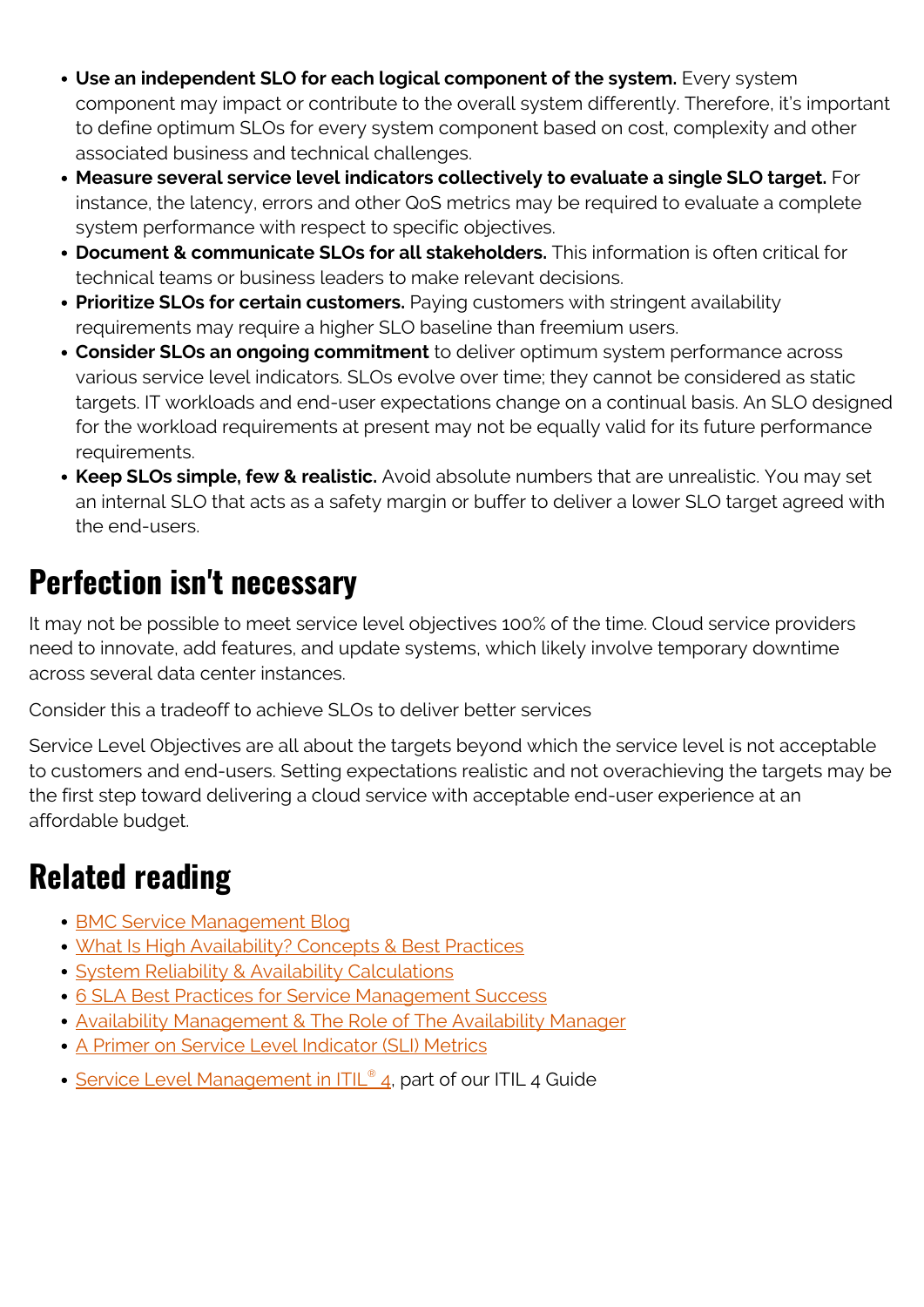- **Use an independent SLO for each logical component of the system.** Every system component may impact or contribute to the overall system differently. Therefore, it's important to define optimum SLOs for every system component based on cost, complexity and other associated business and technical challenges.
- **Measure several service level indicators collectively to evaluate a single SLO target.** For instance, the latency, errors and other QoS metrics may be required to evaluate a complete system performance with respect to specific objectives.
- **Document & communicate SLOs for all stakeholders.** This information is often critical for technical teams or business leaders to make relevant decisions.
- **Prioritize SLOs for certain customers.** Paying customers with stringent availability requirements may require a higher SLO baseline than freemium users.
- **Consider SLOs an ongoing commitment** to deliver optimum system performance across various service level indicators. SLOs evolve over time; they cannot be considered as static targets. IT workloads and end-user expectations change on a continual basis. An SLO designed for the workload requirements at present may not be equally valid for its future performance requirements.
- **Keep SLOs simple, few & realistic.** Avoid absolute numbers that are unrealistic. You may set an internal SLO that acts as a safety margin or buffer to deliver a lower SLO target agreed with the end-users.

## Perfection isn't necessary

It may not be possible to meet service level objectives 100% of the time. Cloud service providers need to innovate, add features, and update systems, which likely involve temporary downtime across several data center instances.

Consider this a tradeoff to achieve SLOs to deliver better services

Service Level Objectives are all about the targets beyond which the service level is not acceptable to customers and end-users. Setting expectations realistic and not overachieving the targets may be the first step toward delivering a cloud service with acceptable end-user experience at an affordable budget.

## Related reading

- BMC Service Management Blog
- What Is High Availability? Concepts & Best Practices
- System Reliability & Availability Calculations
- 6 SLA Best Practices for Service Management Success
- Availability Management & The Role of The Availability Manager
- A Primer on Service Level Indicator (SLI) Metrics
- Service Level Management in ITIL® 4, part of our ITIL 4 Guide